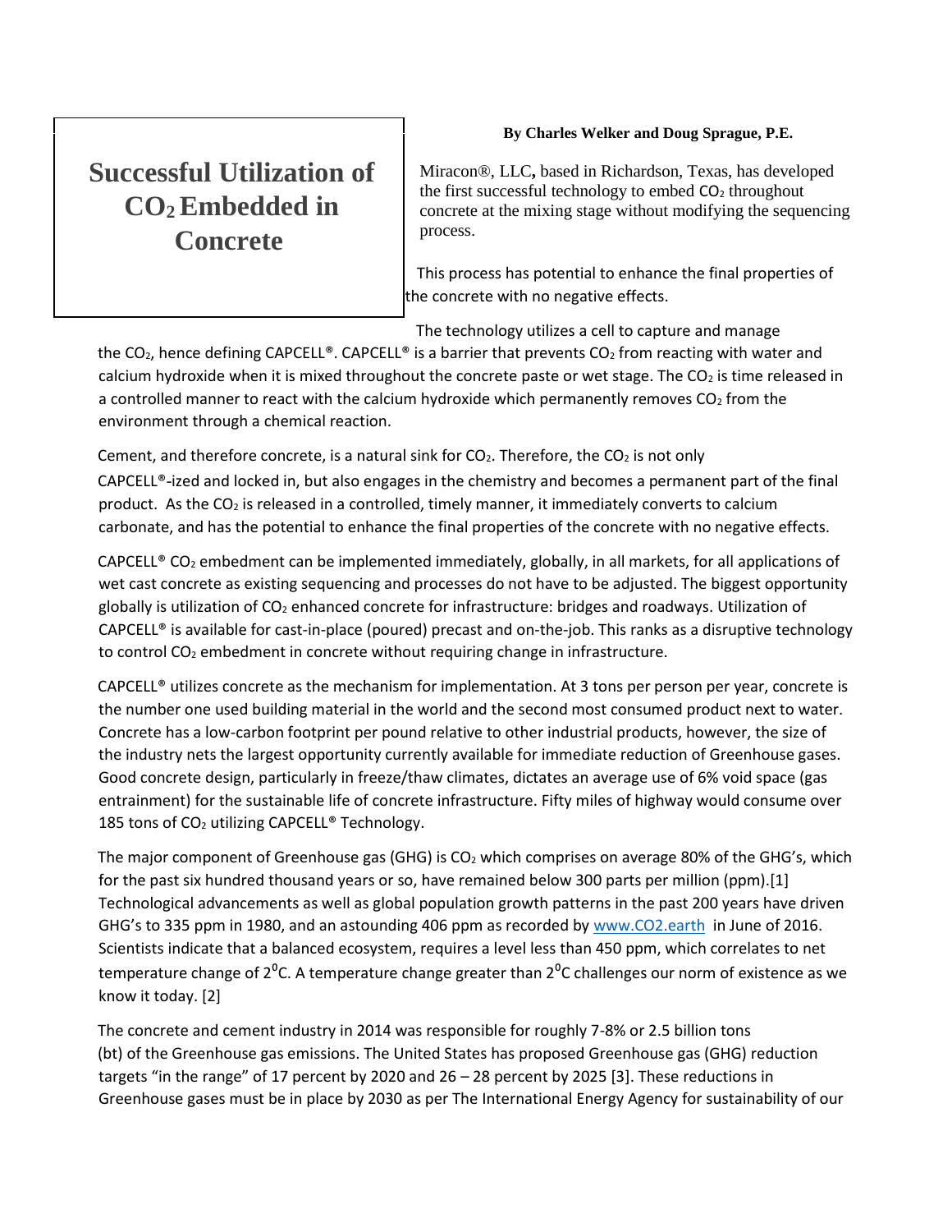# Successful Utilization of $CO_2$ Embedded in Concrete

**By Charles Welker and Doug Sprague, P.E.**

Miracon®, LLC**,** based in Richardson, Texas, has developed the first successful technology to embed $CO_2$ throughout concrete at the mixing stage without modifying the sequencing process.

This process has potential to enhance the final properties of the concrete with no negative effects.

The technology utilizes a cell to capture and manage the $CO_2$, hence defining CAPCELL®. CAPCELL® is a barrier that prevents $CO_2$ from reacting with water and calcium hydroxide when it is mixed throughout the concrete paste or wet stage. The $CO_2$ is time released in a controlled manner to react with the calcium hydroxide which permanently removes $CO_2$ from the environment through a chemical reaction.

Cement, and therefore concrete, is a natural sink for $CO_2$. Therefore, the $CO_2$ is not only CAPCELL®-ized and locked in, but also engages in the chemistry and becomes a permanent part of the final product. As the $CO_2$ is released in a controlled, timely manner, it immediately converts to calcium carbonate, and has the potential to enhance the final properties of the concrete with no negative effects.

CAPCELL® $CO_2$ embedment can be implemented immediately, globally, in all markets, for all applications of wet cast concrete as existing sequencing and processes do not have to be adjusted. The biggest opportunity globally is utilization of $CO_2$ enhanced concrete for infrastructure: bridges and roadways. Utilization of CAPCELL® is available for cast-in-place (poured) precast and on-the-job. This ranks as a disruptive technology to control $CO_2$ embedment in concrete without requiring change in infrastructure.

CAPCELL® utilizes concrete as the mechanism for implementation. At 3 tons per person per year, concrete is the number one used building material in the world and the second most consumed product next to water. Concrete has a low-carbon footprint per pound relative to other industrial products, however, the size of the industry nets the largest opportunity currently available for immediate reduction of Greenhouse gases. Good concrete design, particularly in freeze/thaw climates, dictates an average use of 6% void space (gas entrainment) for the sustainable life of concrete infrastructure. Fifty miles of highway would consume over 185 tons of $CO_2$ utilizing CAPCELL® Technology.

The major component of Greenhouse gas (GHG) is $CO_2$ which comprises on average 80% of the GHG's, which for the past six hundred thousand years or so, have remained below 300 parts per million (ppm).[1] Technological advancements as well as global population growth patterns in the past 200 years have driven GHG's to 335 ppm in 1980, and an astounding 406 ppm as recorded by [www.CO2.earth](http://www.CO2.earth) in June of 2016. Scientists indicate that a balanced ecosystem, requires a level less than 450 ppm, which correlates to net temperature change of $2^0$C. A temperature change greater than $2^0$C challenges our norm of existence as we know it today. [2]

The concrete and cement industry in 2014 was responsible for roughly 7-8% or 2.5 billion tons (bt) of the Greenhouse gas emissions. The United States has proposed Greenhouse gas (GHG) reduction targets "in the range" of 17 percent by 2020 and 26 – 28 percent by 2025 [3]. These reductions in Greenhouse gases must be in place by 2030 as per The International Energy Agency for sustainability of our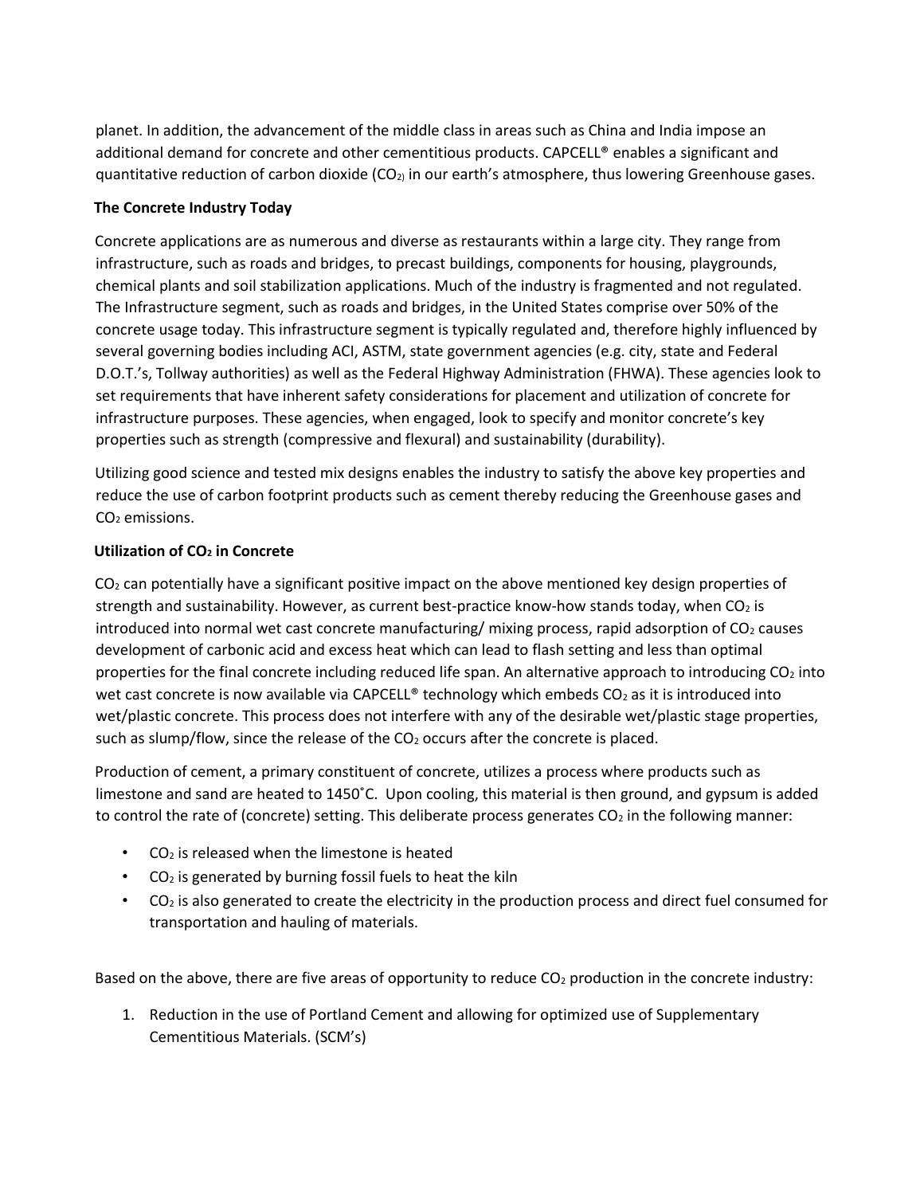planet. In addition, the advancement of the middle class in areas such as China and India impose an additional demand for concrete and other cementitious products. CAPCELL® enables a significant and quantitative reduction of carbon dioxide ($CO_2$) in our earth's atmosphere, thus lowering Greenhouse gases.

**The Concrete Industry Today**

Concrete applications are as numerous and diverse as restaurants within a large city. They range from infrastructure, such as roads and bridges, to precast buildings, components for housing, playgrounds, chemical plants and soil stabilization applications. Much of the industry is fragmented and not regulated. The Infrastructure segment, such as roads and bridges, in the United States comprise over 50% of the concrete usage today. This infrastructure segment is typically regulated and, therefore highly influenced by several governing bodies including ACI, ASTM, state government agencies (e.g. city, state and Federal D.O.T.'s, Tollway authorities) as well as the Federal Highway Administration (FHWA). These agencies look to set requirements that have inherent safety considerations for placement and utilization of concrete for infrastructure purposes. These agencies, when engaged, look to specify and monitor concrete's key properties such as strength (compressive and flexural) and sustainability (durability).

Utilizing good science and tested mix designs enables the industry to satisfy the above key properties and reduce the use of carbon footprint products such as cement thereby reducing the Greenhouse gases and $CO_2$ emissions.

**Utilization of $CO_2$ in Concrete**

$CO_2$ can potentially have a significant positive impact on the above mentioned key design properties of strength and sustainability. However, as current best-practice know-how stands today, when $CO_2$ is introduced into normal wet cast concrete manufacturing/ mixing process, rapid adsorption of $CO_2$ causes development of carbonic acid and excess heat which can lead to flash setting and less than optimal properties for the final concrete including reduced life span. An alternative approach to introducing $CO_2$ into wet cast concrete is now available via CAPCELL® technology which embeds $CO_2$ as it is introduced into wet/plastic concrete. This process does not interfere with any of the desirable wet/plastic stage properties, such as slump/flow, since the release of the $CO_2$ occurs after the concrete is placed.

Production of cement, a primary constituent of concrete, utilizes a process where products such as limestone and sand are heated to 1450˚C. Upon cooling, this material is then ground, and gypsum is added to control the rate of (concrete) setting. This deliberate process generates $CO_2$ in the following manner:

- $CO_2$ is released when the limestone is heated
- $CO_2$ is generated by burning fossil fuels to heat the kiln
- $CO_2$ is also generated to create the electricity in the production process and direct fuel consumed for transportation and hauling of materials.

Based on the above, there are five areas of opportunity to reduce $CO_2$ production in the concrete industry:

1. Reduction in the use of Portland Cement and allowing for optimized use of Supplementary Cementitious Materials. (SCM's)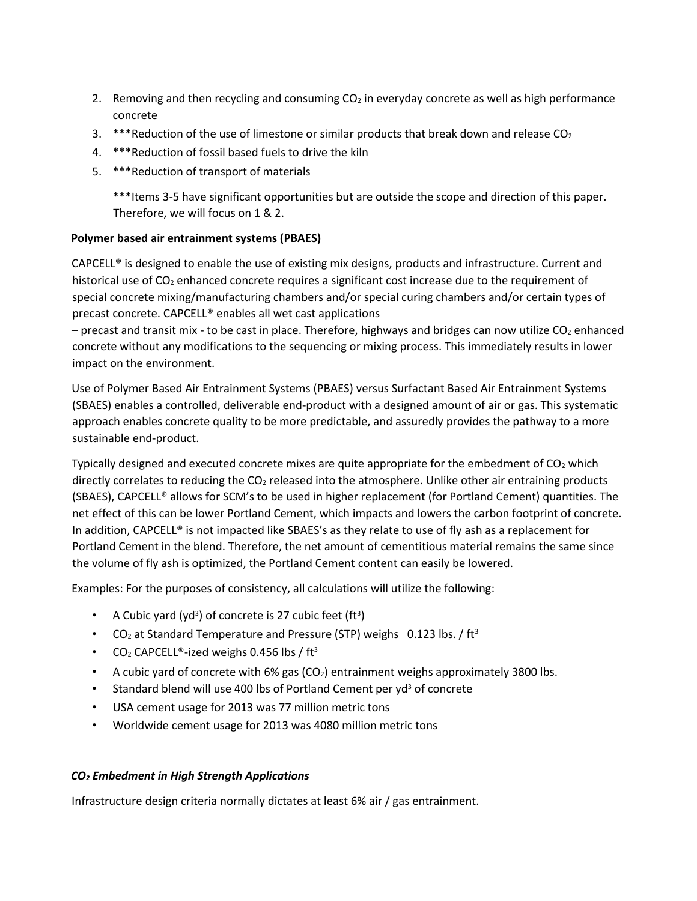2. Removing and then recycling and consuming $CO_2$ in everyday concrete as well as high performance concrete
3. ***Reduction of the use of limestone or similar products that break down and release $CO_2$
4. ***Reduction of fossil based fuels to drive the kiln
5. ***Reduction of transport of materials

   ***Items 3-5 have significant opportunities but are outside the scope and direction of this paper. Therefore, we will focus on 1 & 2.

**Polymer based air entrainment systems (PBAES)**

CAPCELL® is designed to enable the use of existing mix designs, products and infrastructure. Current and historical use of $CO_2$ enhanced concrete requires a significant cost increase due to the requirement of special concrete mixing/manufacturing chambers and/or special curing chambers and/or certain types of precast concrete. CAPCELL® enables all wet cast applications – precast and transit mix - to be cast in place. Therefore, highways and bridges can now utilize $CO_2$ enhanced concrete without any modifications to the sequencing or mixing process. This immediately results in lower impact on the environment.

Use of Polymer Based Air Entrainment Systems (PBAES) versus Surfactant Based Air Entrainment Systems (SBAES) enables a controlled, deliverable end-product with a designed amount of air or gas. This systematic approach enables concrete quality to be more predictable, and assuredly provides the pathway to a more sustainable end-product.

Typically designed and executed concrete mixes are quite appropriate for the embedment of $CO_2$ which directly correlates to reducing the $CO_2$ released into the atmosphere. Unlike other air entraining products (SBAES), CAPCELL® allows for SCM's to be used in higher replacement (for Portland Cement) quantities. The net effect of this can be lower Portland Cement, which impacts and lowers the carbon footprint of concrete. In addition, CAPCELL® is not impacted like SBAES's as they relate to use of fly ash as a replacement for Portland Cement in the blend. Therefore, the net amount of cementitious material remains the same since the volume of fly ash is optimized, the Portland Cement content can easily be lowered.

Examples: For the purposes of consistency, all calculations will utilize the following:

- A Cubic yard ($yd^3$) of concrete is 27 cubic feet ($ft^3$)
- $CO_2$ at Standard Temperature and Pressure (STP) weighs 0.123 lbs. / $ft^3$
- $CO_2$ CAPCELL®-ized weighs 0.456 lbs / $ft^3$
- A cubic yard of concrete with 6% gas ($CO_2$) entrainment weighs approximately 3800 lbs.
- Standard blend will use 400 lbs of Portland Cement per $yd^3$ of concrete
- USA cement usage for 2013 was 77 million metric tons
- Worldwide cement usage for 2013 was 4080 million metric tons

***$CO_2$ Embedment in High Strength Applications***

Infrastructure design criteria normally dictates at least 6% air / gas entrainment.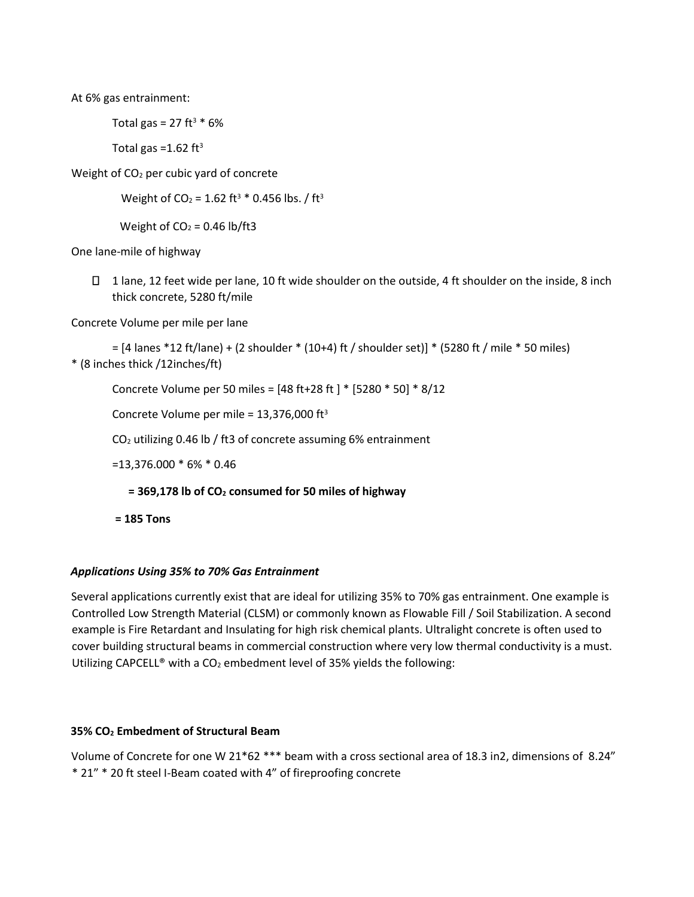At 6% gas entrainment:

Total gas = 27 $ft^3$ * 6%

Total gas =1.62 $ft^3$

Weight of $CO_2$ per cubic yard of concrete

Weight of $CO_2$ = 1.62 $ft^3$ * 0.456 lbs. / $ft^3$

Weight of $CO_2$ = 0.46 lb/ft3

One lane-mile of highway

- 1 lane, 12 feet wide per lane, 10 ft wide shoulder on the outside, 4 ft shoulder on the inside, 8 inch thick concrete, 5280 ft/mile

Concrete Volume per mile per lane

= [4 lanes *12 ft/lane) + (2 shoulder * (10+4) ft / shoulder set)] * (5280 ft / mile * 50 miles) * (8 inches thick /12inches/ft)

Concrete Volume per 50 miles = [48 ft+28 ft ] * [5280 * 50] * 8/12

Concrete Volume per mile = 13,376,000 $ft^3$

$CO_2$ utilizing 0.46 lb / ft3 of concrete assuming 6% entrainment

=13,376.000 * 6% * 0.46

**= 369,178 lb of $CO_2$ consumed for 50 miles of highway**

**= 185 Tons**

***Applications Using 35% to 70% Gas Entrainment***

Several applications currently exist that are ideal for utilizing 35% to 70% gas entrainment. One example is Controlled Low Strength Material (CLSM) or commonly known as Flowable Fill / Soil Stabilization. A second example is Fire Retardant and Insulating for high risk chemical plants. Ultralight concrete is often used to cover building structural beams in commercial construction where very low thermal conductivity is a must. Utilizing CAPCELL® with a $CO_2$ embedment level of 35% yields the following:

**35% $CO_2$ Embedment of Structural Beam**

Volume of Concrete for one W 21*62 *** beam with a cross sectional area of 18.3 in2, dimensions of 8.24" * 21" * 20 ft steel I-Beam coated with 4" of fireproofing concrete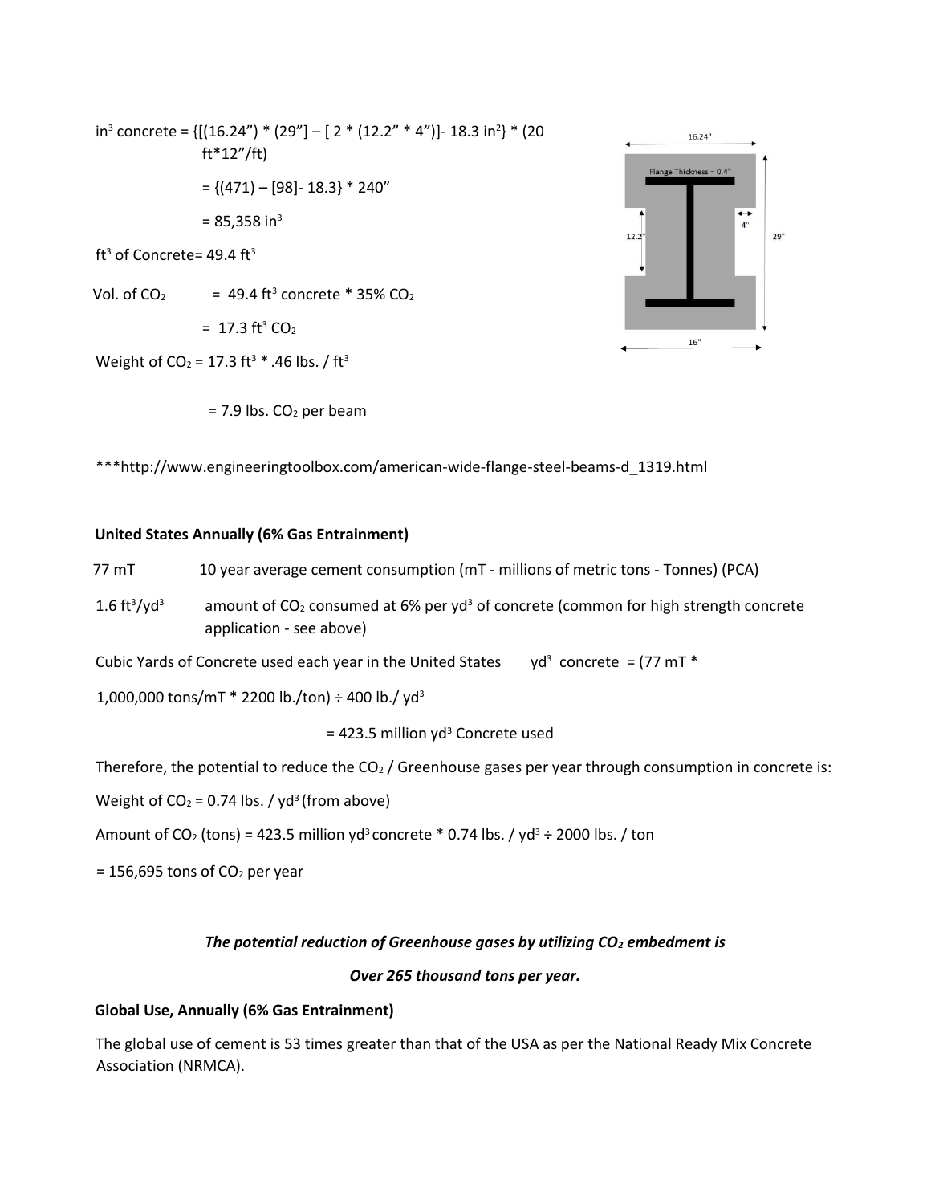$in^3$ concrete = {[(16.24”) * (29”] – [ 2 * (12.2” * 4”)]- 18.3 $in^2$} * (20 ft*12”/ft)

= {(471) – [98]- 18.3} * 240”

= 85,358 $in^3$

$ft^3$ of Concrete= 49.4 $ft^3$

Vol. of $CO_2$ = 49.4 $ft^3$ concrete * 35% $CO_2$

= 17.3 $ft^3$ $CO_2$

Weight of $CO_2$ = 17.3 $ft^3$ * .46 lbs. / $ft^3$

= 7.9 lbs. $CO_2$ per beam

***http://www.engineeringtoolbox.com/american-wide-flange-steel-beams-d_1319.html

**United States Annually (6% Gas Entrainment)**

77 mT 10 year average cement consumption (mT - millions of metric tons - Tonnes) (PCA)

1.6 $ft^3/yd^3$ amount of $CO_2$ consumed at 6% per $yd^3$ of concrete (common for high strength concrete application - see above)

Cubic Yards of Concrete used each year in the United States $yd^3$ concrete = (77 mT * 1,000,000 tons/mT * 2200 lb./ton) ÷ 400 lb./ $yd^3$

= 423.5 million $yd^3$ Concrete used

Therefore, the potential to reduce the $CO_2$ / Greenhouse gases per year through consumption in concrete is:

Weight of $CO_2$ = 0.74 lbs. / $yd^3$ (from above)

Amount of $CO_2$ (tons) = 423.5 million $yd^3$ concrete * 0.74 lbs. / $yd^3$ ÷ 2000 lbs. / ton

= 156,695 tons of $CO_2$ per year

***The potential reduction of Greenhouse gases by utilizing $CO_2$ embedment is***

***Over 265 thousand tons per year.***

**Global Use, Annually (6% Gas Entrainment)**

The global use of cement is 53 times greater than that of the USA as per the National Ready Mix Concrete Association (NRMCA).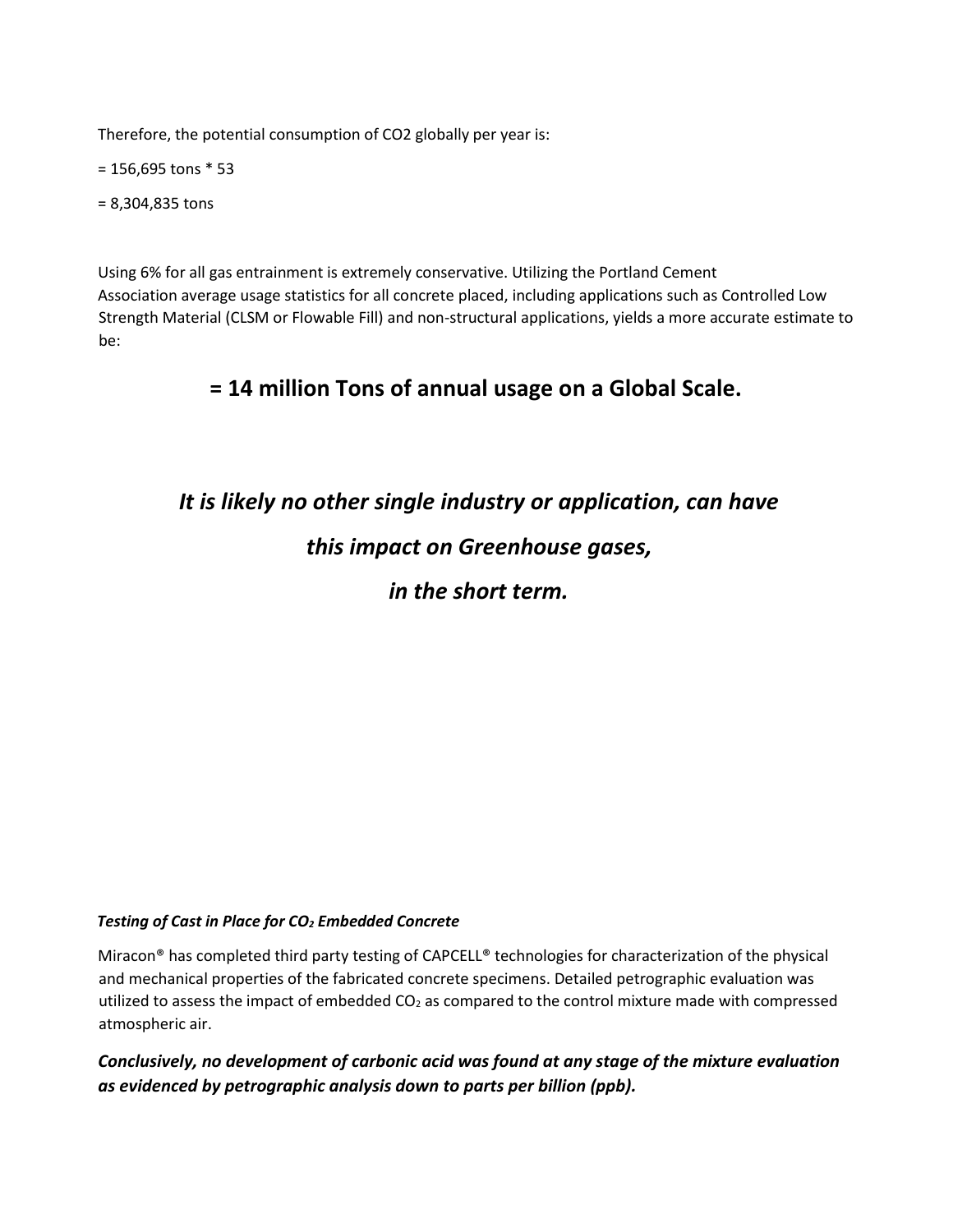Therefore, the potential consumption of $CO_2$ globally per year is:

= 156,695 tons * 53

= 8,304,835 tons

Using 6% for all gas entrainment is extremely conservative. Utilizing the Portland Cement Association average usage statistics for all concrete placed, including applications such as Controlled Low Strength Material (CLSM or Flowable Fill) and non-structural applications, yields a more accurate estimate to be:

**= 14 million Tons of annual usage on a Global Scale.**

***It is likely no other single industry or application, can have this impact on Greenhouse gases, in the short term.***

***Testing of Cast in Place for $CO_2$ Embedded Concrete***

Miracon® has completed third party testing of CAPCELL® technologies for characterization of the physical and mechanical properties of the fabricated concrete specimens. Detailed petrographic evaluation was utilized to assess the impact of embedded $CO_2$ as compared to the control mixture made with compressed atmospheric air.

***Conclusively, no development of carbonic acid was found at any stage of the mixture evaluation as evidenced by petrographic analysis down to parts per billion (ppb).***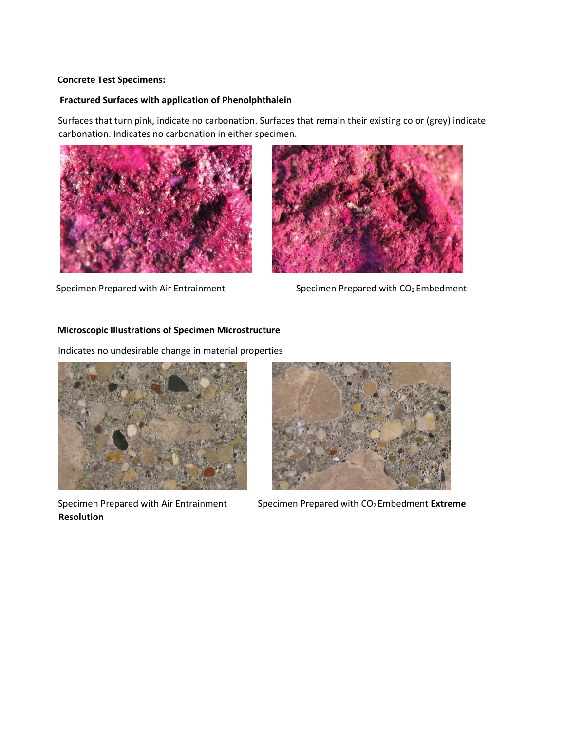**Concrete Test Specimens:**

**Fractured Surfaces with application of Phenolphthalein**

Surfaces that turn pink, indicate no carbonation. Surfaces that remain their existing color (grey) indicate carbonation. Indicates no carbonation in either specimen.

Specimen Prepared with Air Entrainment

Specimen Prepared with $CO_2$ Embedment

**Microscopic Illustrations of Specimen Microstructure**

Indicates no undesirable change in material properties

Specimen Prepared with Air Entrainment

Specimen Prepared with $CO_2$ Embedment **Extreme Resolution**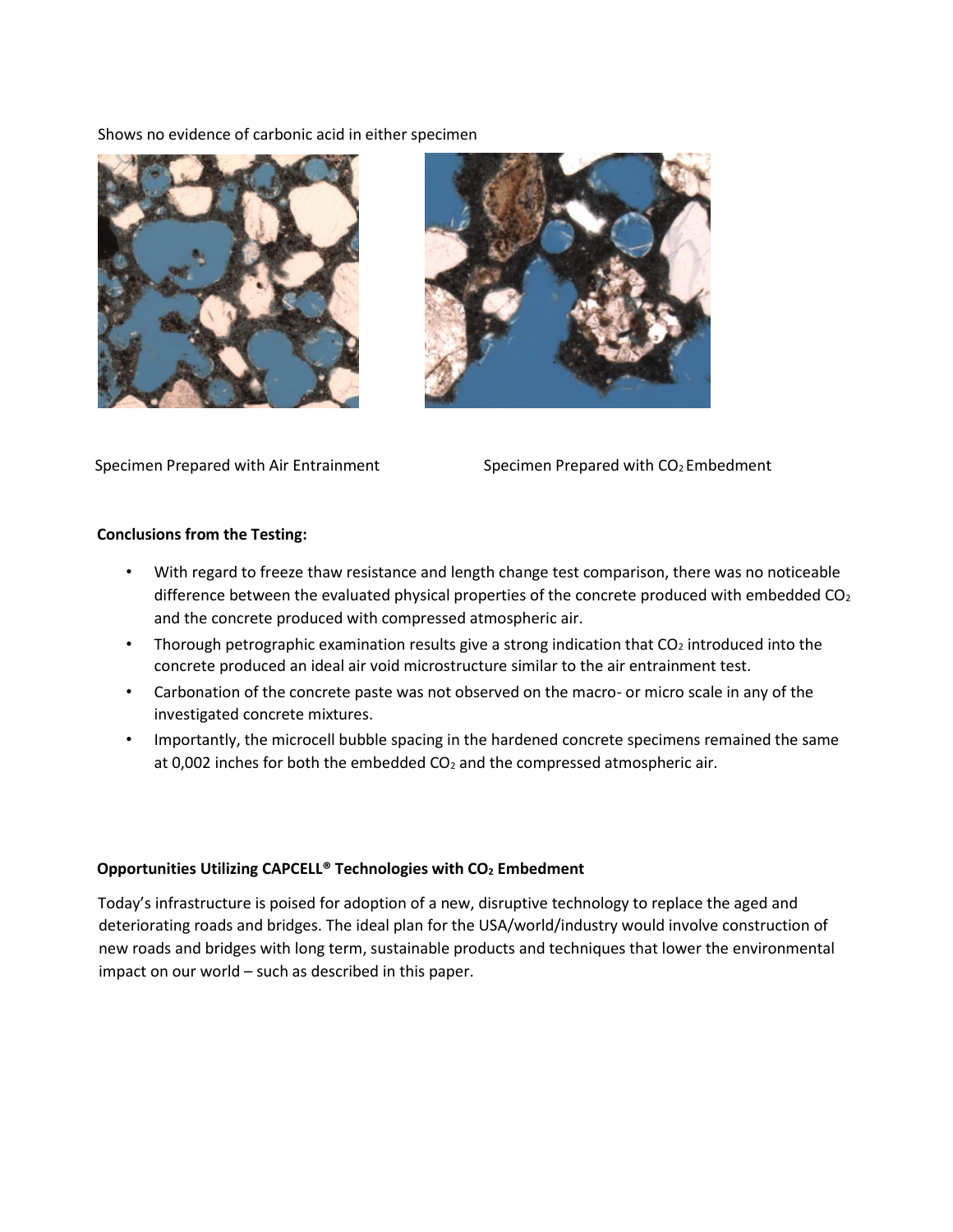Shows no evidence of carbonic acid in either specimen

Specimen Prepared with Air Entrainment

Specimen Prepared with $CO_2$ Embedment

**Conclusions from the Testing:**

- With regard to freeze thaw resistance and length change test comparison, there was no noticeable difference between the evaluated physical properties of the concrete produced with embedded $CO_2$ and the concrete produced with compressed atmospheric air.
- Thorough petrographic examination results give a strong indication that $CO_2$ introduced into the concrete produced an ideal air void microstructure similar to the air entrainment test.
- Carbonation of the concrete paste was not observed on the macro- or micro scale in any of the investigated concrete mixtures.
- Importantly, the microcell bubble spacing in the hardened concrete specimens remained the same at 0,002 inches for both the embedded $CO_2$ and the compressed atmospheric air.

**Opportunities Utilizing CAPCELL® Technologies with $CO_2$ Embedment**

Today's infrastructure is poised for adoption of a new, disruptive technology to replace the aged and deteriorating roads and bridges. The ideal plan for the USA/world/industry would involve construction of new roads and bridges with long term, sustainable products and techniques that lower the environmental impact on our world – such as described in this paper.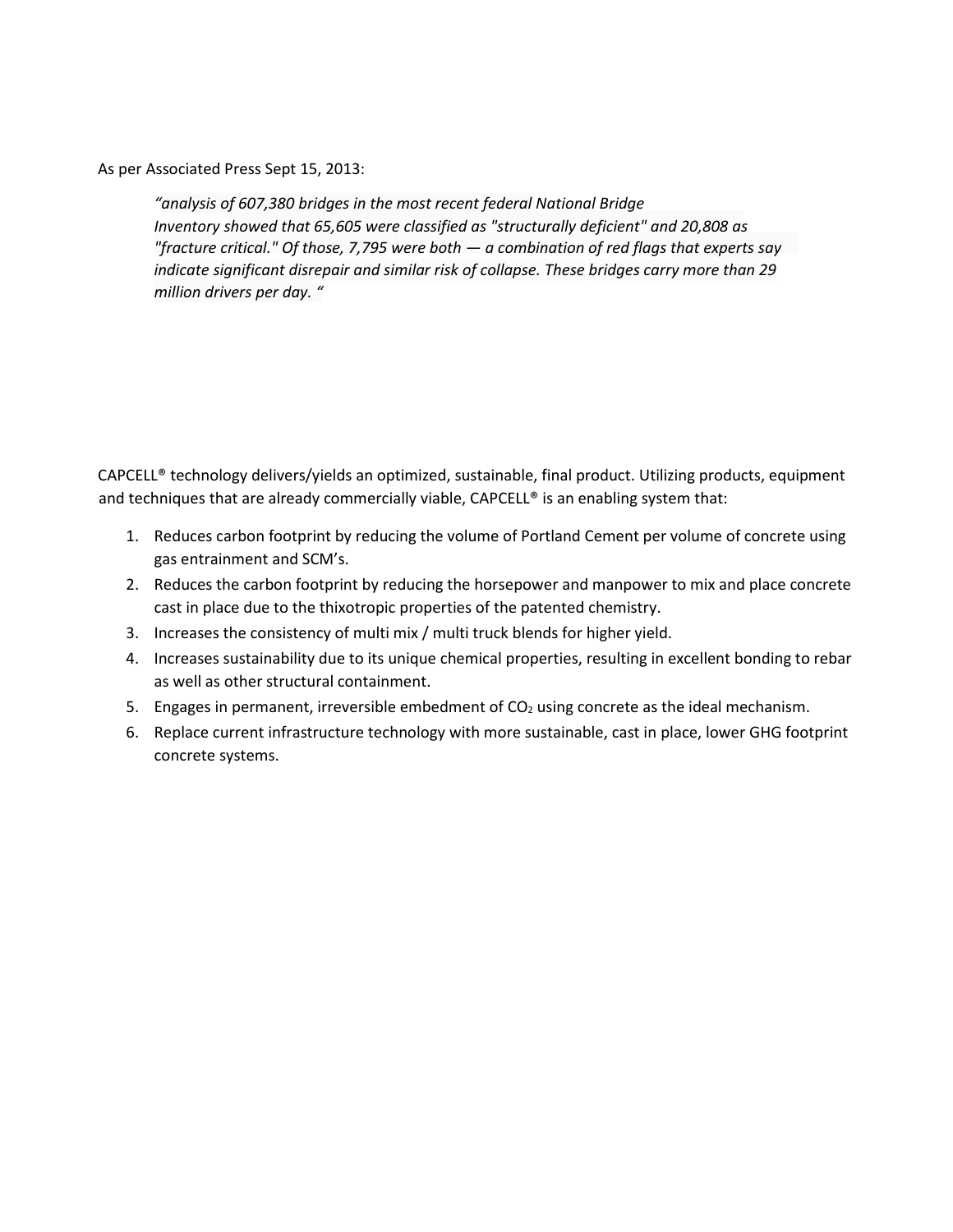As per Associated Press Sept 15, 2013:

> *"analysis of 607,380 bridges in the most recent federal National Bridge Inventory showed that 65,605 were classified as "structurally deficient" and 20,808 as "fracture critical." Of those, 7,795 were both — a combination of red flags that experts say indicate significant disrepair and similar risk of collapse. These bridges carry more than 29 million drivers per day. "*

CAPCELL® technology delivers/yields an optimized, sustainable, final product. Utilizing products, equipment and techniques that are already commercially viable, CAPCELL® is an enabling system that:

1. Reduces carbon footprint by reducing the volume of Portland Cement per volume of concrete using gas entrainment and SCM's.
2. Reduces the carbon footprint by reducing the horsepower and manpower to mix and place concrete cast in place due to the thixotropic properties of the patented chemistry.
3. Increases the consistency of multi mix / multi truck blends for higher yield.
4. Increases sustainability due to its unique chemical properties, resulting in excellent bonding to rebar as well as other structural containment.
5. Engages in permanent, irreversible embedment of $CO_2$ using concrete as the ideal mechanism.
6. Replace current infrastructure technology with more sustainable, cast in place, lower GHG footprint concrete systems.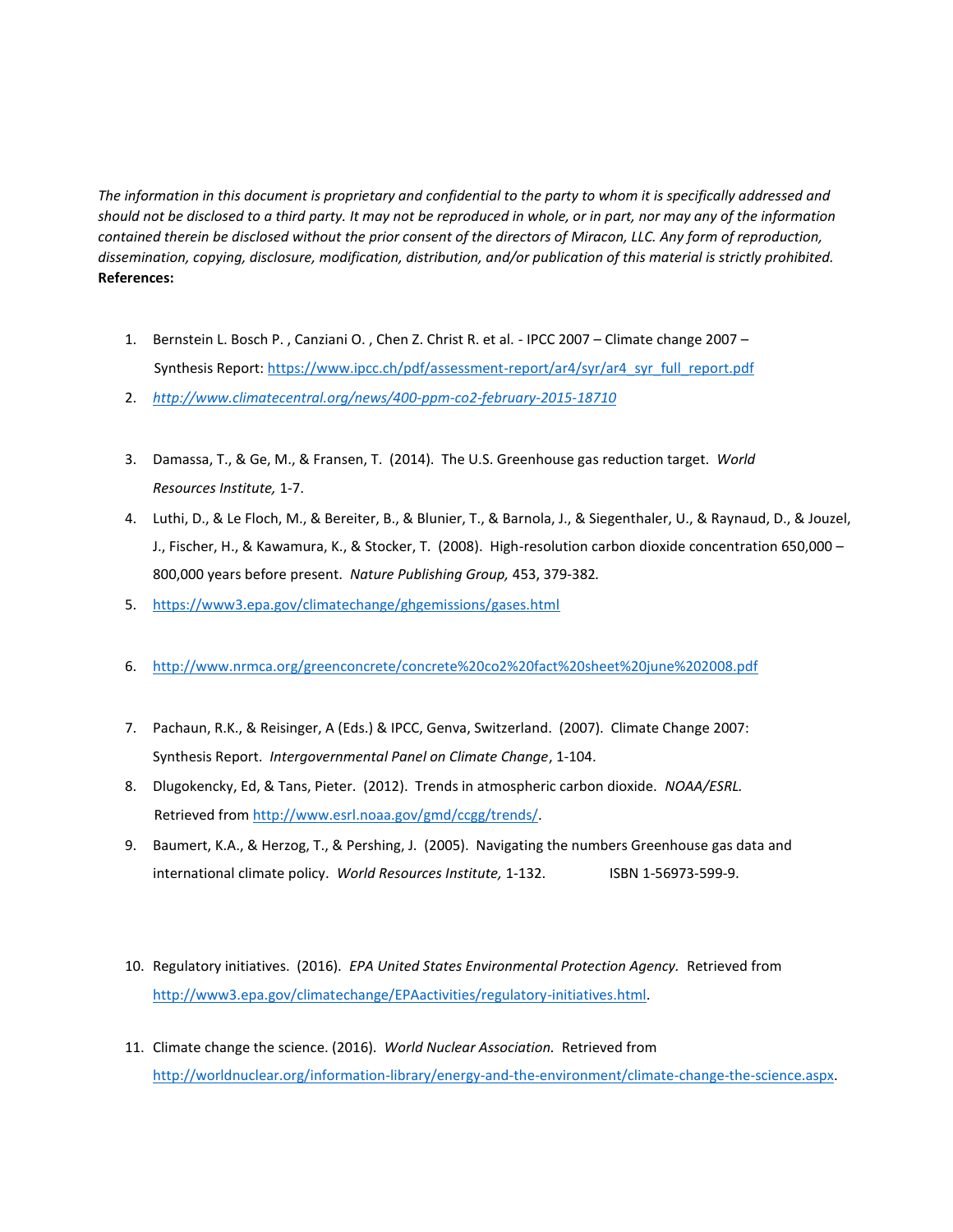*The information in this document is proprietary and confidential to the party to whom it is specifically addressed and should not be disclosed to a third party. It may not be reproduced in whole, or in part, nor may any of the information contained therein be disclosed without the prior consent of the directors of Miracon, LLC. Any form of reproduction, dissemination, copying, disclosure, modification, distribution, and/or publication of this material is strictly prohibited.*

**References:**

1. Bernstein L. Bosch P. , Canziani O. , Chen Z. Christ R. et al. - IPCC 2007 – Climate change 2007 – Synthesis Report: https://www.ipcc.ch/pdf/assessment-report/ar4/syr/ar4_syr_full_report.pdf
2. *http://www.climatecentral.org/news/400-ppm-co2-february-2015-18710*
3. Damassa, T., & Ge, M., & Fransen, T. (2014). The U.S. Greenhouse gas reduction target. *World Resources Institute,* 1-7.
4. Luthi, D., & Le Floch, M., & Bereiter, B., & Blunier, T., & Barnola, J., & Siegenthaler, U., & Raynaud, D., & Jouzel, J., Fischer, H., & Kawamura, K., & Stocker, T. (2008). High-resolution carbon dioxide concentration 650,000 – 800,000 years before present. *Nature Publishing Group,* 453, 379-382*.*
5. https://www3.epa.gov/climatechange/ghgemissions/gases.html
6. http://www.nrmca.org/greenconcrete/concrete%20co2%20fact%20sheet%20june%202008.pdf
7. Pachaun, R.K., & Reisinger, A (Eds.) & IPCC, Genva, Switzerland. (2007). Climate Change 2007: Synthesis Report. *Intergovernmental Panel on Climate Change*, 1-104.
8. Dlugokencky, Ed, & Tans, Pieter. (2012). Trends in atmospheric carbon dioxide. *NOAA/ESRL.* Retrieved from http://www.esrl.noaa.gov/gmd/ccgg/trends/.
9. Baumert, K.A., & Herzog, T., & Pershing, J. (2005). Navigating the numbers Greenhouse gas data and international climate policy. *World Resources Institute,* 1-132. ISBN 1-56973-599-9.
10. Regulatory initiatives. (2016). *EPA United States Environmental Protection Agency.* Retrieved from http://www3.epa.gov/climatechange/EPAactivities/regulatory-initiatives.html.
11. Climate change the science. (2016). *World Nuclear Association.* Retrieved from http://worldnuclear.org/information-library/energy-and-the-environment/climate-change-the-science.aspx.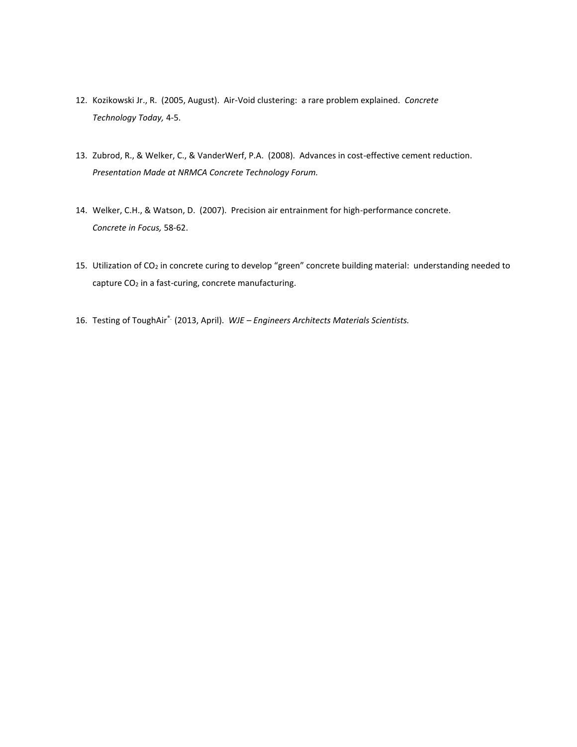12. Kozikowski Jr., R. (2005, August). Air-Void clustering: a rare problem explained. *Concrete Technology Today,* 4-5.

13. Zubrod, R., & Welker, C., & VanderWerf, P.A. (2008). Advances in cost-effective cement reduction. *Presentation Made at NRMCA Concrete Technology Forum.*

14. Welker, C.H., & Watson, D. (2007). Precision air entrainment for high-performance concrete. *Concrete in Focus,* 58-62.

15. Utilization of $CO_2$ in concrete curing to develop "green" concrete building material: understanding needed to capture $CO_2$ in a fast-curing, concrete manufacturing.

16. Testing of ToughAir®. (2013, April). *WJE – Engineers Architects Materials Scientists.*